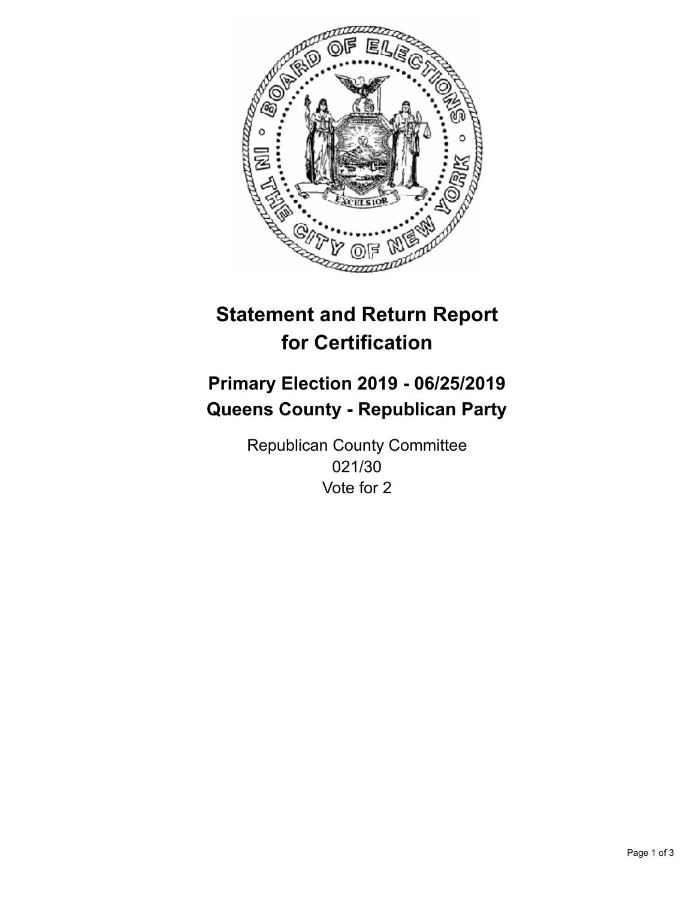# Statement and Return Report for Certification

## Primary Election 2019 - 06/25/2019
## Queens County - Republican Party

Republican County Committee
021/30
Vote for 2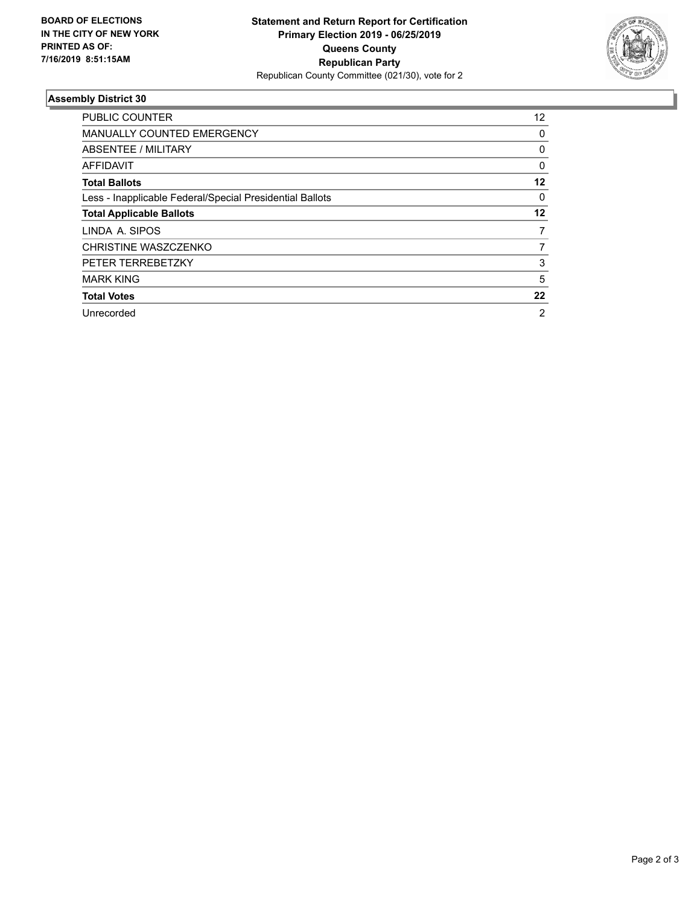**BOARD OF ELECTIONS**
**IN THE CITY OF NEW YORK**
**PRINTED AS OF:**
**7/16/2019 8:51:15AM**

**Statement and Return Report for Certification**
**Primary Election 2019 - 06/25/2019**
**Queens County**
**Republican Party**
Republican County Committee (021/30), vote for 2

### Assembly District 30

| | |
|---|---|
| PUBLIC COUNTER | 12 |
| MANUALLY COUNTED EMERGENCY | 0 |
| ABSENTEE / MILITARY | 0 |
| AFFIDAVIT | 0 |
| **Total Ballots** | **12** |
| Less - Inapplicable Federal/Special Presidential Ballots | 0 |
| **Total Applicable Ballots** | **12** |
| LINDA A. SIPOS | 7 |
| CHRISTINE WASZCZENKO | 7 |
| PETER TERREBETZKY | 3 |
| MARK KING | 5 |
| **Total Votes** | **22** |
| Unrecorded | 2 |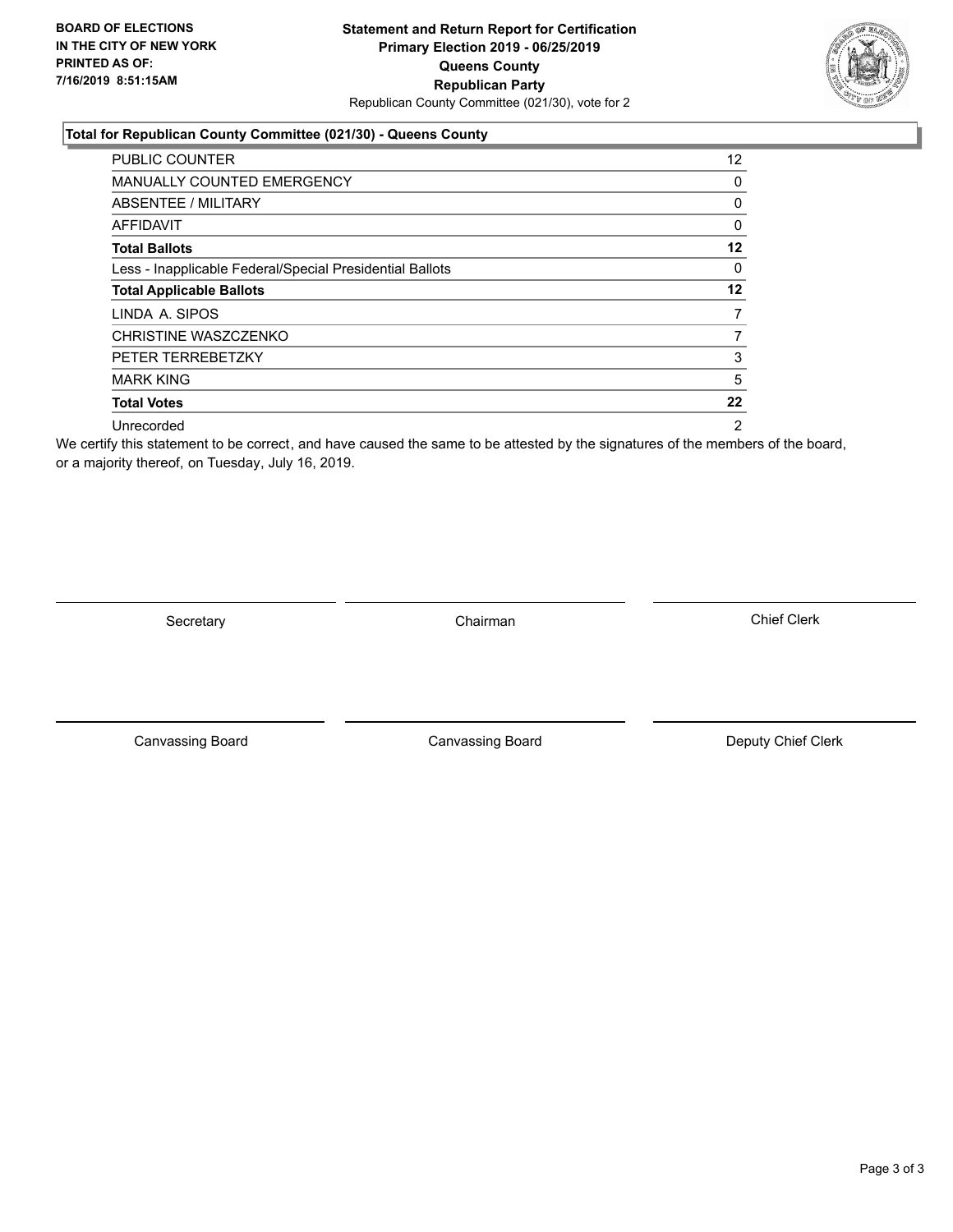**BOARD OF ELECTIONS**
**IN THE CITY OF NEW YORK**
**PRINTED AS OF:**
**7/16/2019 8:51:15AM**

**Statement and Return Report for Certification**
**Primary Election 2019 - 06/25/2019**
**Queens County**
**Republican Party**
Republican County Committee (021/30), vote for 2

### Total for Republican County Committee (021/30) - Queens County

| | |
|---|---|
| PUBLIC COUNTER | 12 |
| MANUALLY COUNTED EMERGENCY | 0 |
| ABSENTEE / MILITARY | 0 |
| AFFIDAVIT | 0 |
| **Total Ballots** | **12** |
| Less - Inapplicable Federal/Special Presidential Ballots | 0 |
| **Total Applicable Ballots** | **12** |
| LINDA A. SIPOS | 7 |
| CHRISTINE WASZCZENKO | 7 |
| PETER TERREBETZKY | 3 |
| MARK KING | 5 |
| **Total Votes** | **22** |
| Unrecorded | 2 |

We certify this statement to be correct, and have caused the same to be attested by the signatures of the members of the board, or a majority thereof, on Tuesday, July 16, 2019.

Secretary

Chairman

Chief Clerk

Canvassing Board

Canvassing Board

Deputy Chief Clerk